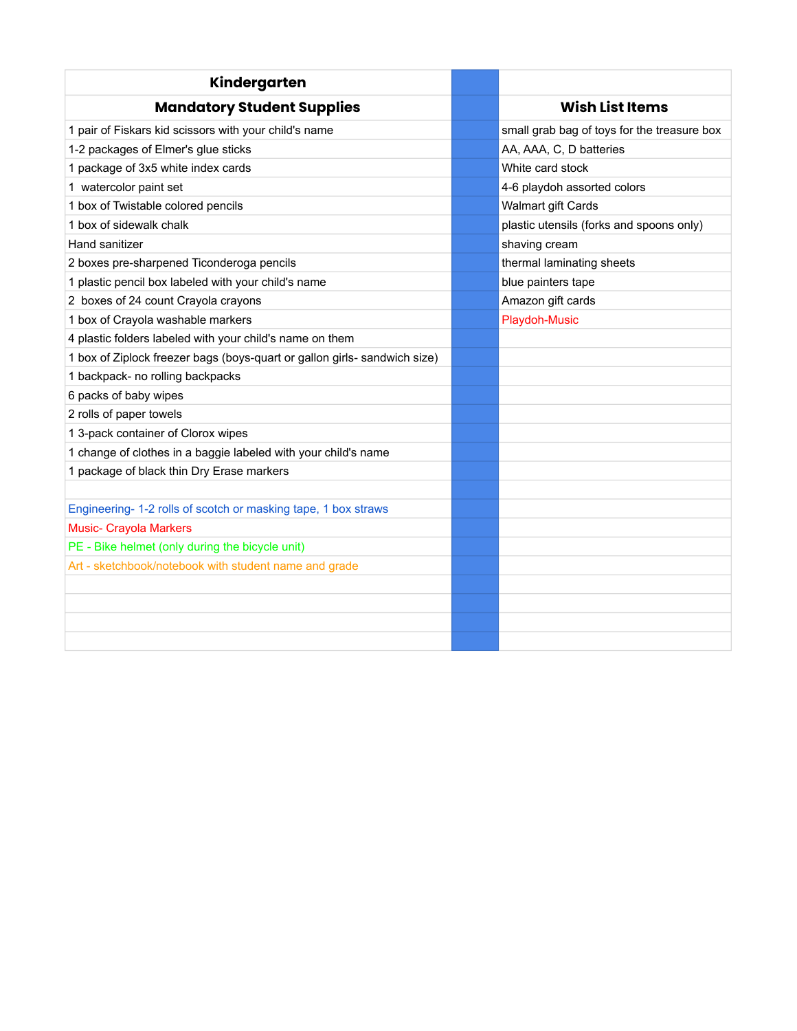| Kindergarten | | |
|---|---|---|
| **Mandatory Student Supplies** | | **Wish List Items** |
| 1 pair of Fiskars kid scissors with your child's name | | small grab bag of toys for the treasure box |
| 1-2 packages of Elmer's glue sticks | | AA, AAA, C, D batteries |
| 1 package of 3x5 white index cards | | White card stock |
| 1 watercolor paint set | | 4-6 playdoh assorted colors |
| 1 box of Twistable colored pencils | | Walmart gift Cards |
| 1 box of sidewalk chalk | | plastic utensils (forks and spoons only) |
| Hand sanitizer | | shaving cream |
| 2 boxes pre-sharpened Ticonderoga pencils | | thermal laminating sheets |
| 1 plastic pencil box labeled with your child's name | | blue painters tape |
| 2 boxes of 24 count Crayola crayons | | Amazon gift cards |
| 1 box of Crayola washable markers | | Playdoh-Music |
| 4 plastic folders labeled with your child's name on them | | |
| 1 box of Ziplock freezer bags (boys-quart or gallon girls- sandwich size) | | |
| 1 backpack- no rolling backpacks | | |
| 6 packs of baby wipes | | |
| 2 rolls of paper towels | | |
| 1 3-pack container of Clorox wipes | | |
| 1 change of clothes in a baggie labeled with your child's name | | |
| 1 package of black thin Dry Erase markers | | |
| | | |
| Engineering- 1-2 rolls of scotch or masking tape, 1 box straws | | |
| Music- Crayola Markers | | |
| PE - Bike helmet (only during the bicycle unit) | | |
| Art - sketchbook/notebook with student name and grade | | |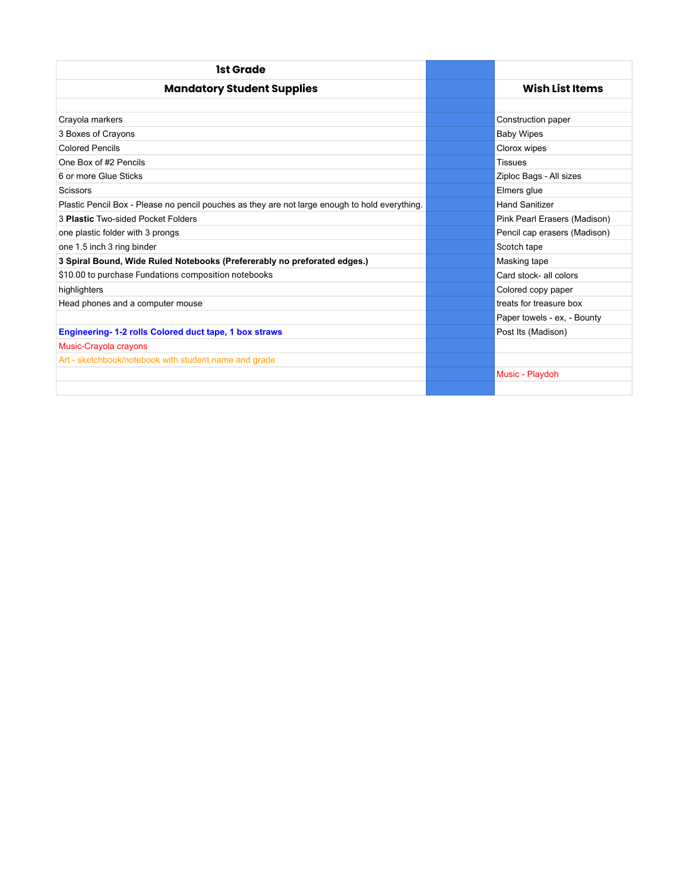| 1st Grade | | |
|---|---|---|
| **Mandatory Student Supplies** | | **Wish List Items** |
| | | |
| Crayola markers | | Construction paper |
| 3 Boxes of Crayons | | Baby Wipes |
| Colored Pencils | | Clorox wipes |
| One Box of #2 Pencils | | Tissues |
| 6 or more Glue Sticks | | Ziploc Bags - All sizes |
| Scissors | | Elmers glue |
| Plastic Pencil Box - Please no pencil pouches as they are not large enough to hold everything. | | Hand Sanitizer |
| 3 **Plastic** Two-sided Pocket Folders | | Pink Pearl Erasers (Madison) |
| one plastic folder with 3 prongs | | Pencil cap erasers (Madison) |
| one 1.5 inch 3 ring binder | | Scotch tape |
| **3 Spiral Bound, Wide Ruled Notebooks (Prefererably no preforated edges.)** | | Masking tape |
| $10.00 to purchase Fundations composition notebooks | | Card stock- all colors |
| highlighters | | Colored copy paper |
| Head phones and a computer mouse | | treats for treasure box |
| | | Paper towels - ex, - Bounty |
| **Engineering- 1-2 rolls Colored duct tape, 1 box straws** | | Post Its (Madison) |
| Music-Crayola crayons | | |
| Art - sketchbook/notebook with student name and grade | | |
| | | Music - Playdoh |
| | | |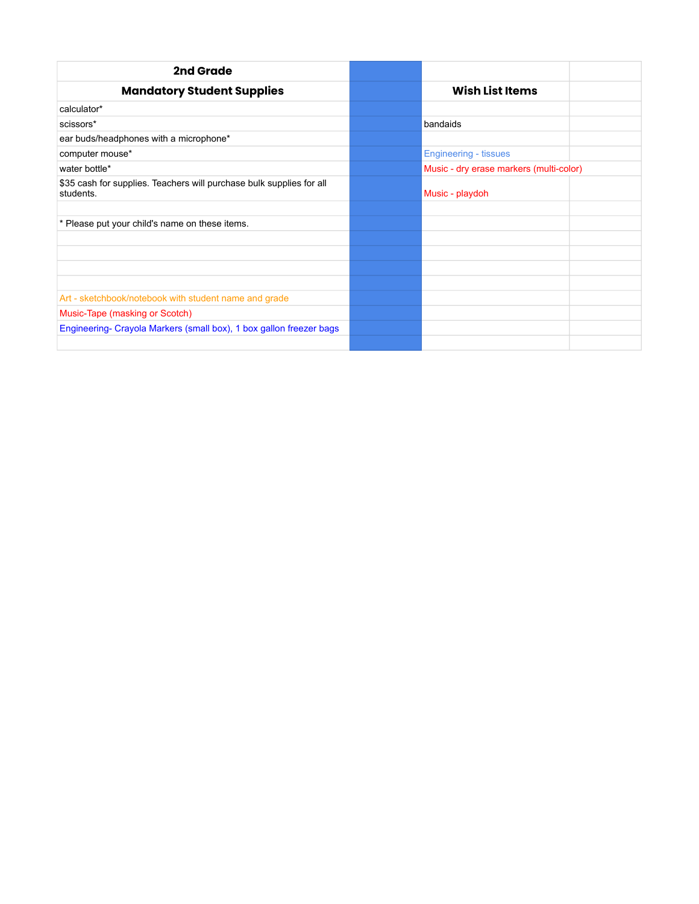| 2nd Grade | | | |
|---|---|---|---|
| **Mandatory Student Supplies** | | **Wish List Items** | |
| calculator* | | | |
| scissors* | | bandaids | |
| ear buds/headphones with a microphone* | | | |
| computer mouse* | | Engineering - tissues | |
| water bottle* | | Music - dry erase markers (multi-color) | |
| $35 cash for supplies. Teachers will purchase bulk supplies for all students. | | Music - playdoh | |
| | | | |
| * Please put your child's name on these items. | | | |
| | | | |
| | | | |
| | | | |
| | | | |
| Art - sketchbook/notebook with student name and grade | | | |
| Music-Tape (masking or Scotch) | | | |
| Engineering- Crayola Markers (small box), 1 box gallon freezer bags | | | |
| | | | |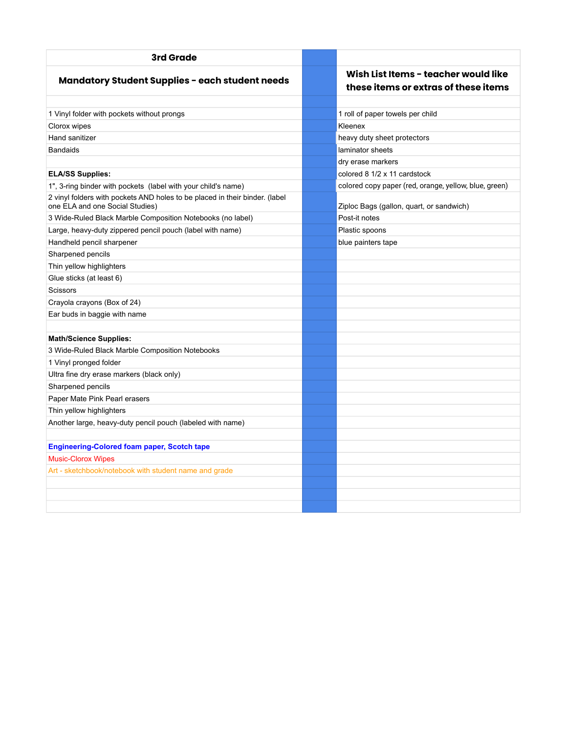| 3rd Grade | | |
|---|---|---|
| **Mandatory Student Supplies - each student needs** | | **Wish List Items - teacher would like these items or extras of these items** |
| | | |
| 1 Vinyl folder with pockets without prongs | | 1 roll of paper towels per child |
| Clorox wipes | | Kleenex |
| Hand sanitizer | | heavy duty sheet protectors |
| Bandaids | | laminator sheets |
| | | dry erase markers |
| **ELA/SS Supplies:** | | colored 8 1/2 x 11 cardstock |
| 1", 3-ring binder with pockets (label with your child's name) | | colored copy paper (red, orange, yellow, blue, green) |
| 2 vinyl folders with pockets AND holes to be placed in their binder. (label one ELA and one Social Studies) | | Ziploc Bags (gallon, quart, or sandwich) |
| 3 Wide-Ruled Black Marble Composition Notebooks (no label) | | Post-it notes |
| Large, heavy-duty zippered pencil pouch (label with name) | | Plastic spoons |
| Handheld pencil sharpener | | blue painters tape |
| Sharpened pencils | | |
| Thin yellow highlighters | | |
| Glue sticks (at least 6) | | |
| Scissors | | |
| Crayola crayons (Box of 24) | | |
| Ear buds in baggie with name | | |
| | | |
| **Math/Science Supplies:** | | |
| 3 Wide-Ruled Black Marble Composition Notebooks | | |
| 1 Vinyl pronged folder | | |
| Ultra fine dry erase markers (black only) | | |
| Sharpened pencils | | |
| Paper Mate Pink Pearl erasers | | |
| Thin yellow highlighters | | |
| Another large, heavy-duty pencil pouch (labeled with name) | | |
| | | |
| **Engineering-Colored foam paper, Scotch tape** | | |
| Music-Clorox Wipes | | |
| Art - sketchbook/notebook with student name and grade | | |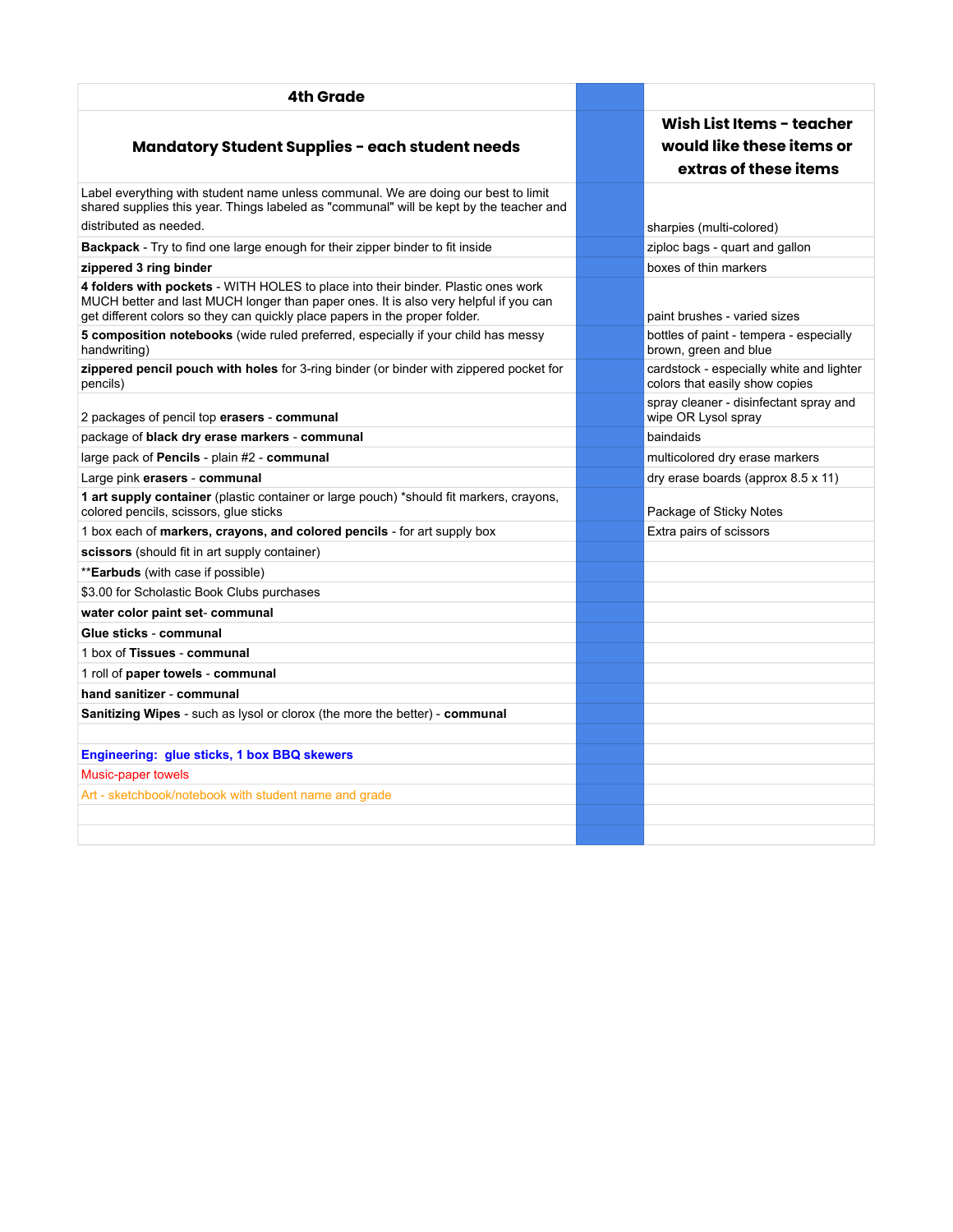| 4th Grade | | |
|---|---|---|
| **Mandatory Student Supplies - each student needs** | | **Wish List Items - teacher would like these items or extras of these items** |
| Label everything with student name unless communal. We are doing our best to limit shared supplies this year. Things labeled as "communal" will be kept by the teacher and distributed as needed. | | sharpies (multi-colored) |
| **Backpack** - Try to find one large enough for their zipper binder to fit inside | | ziploc bags - quart and gallon |
| **zippered 3 ring binder** | | boxes of thin markers |
| **4 folders with pockets** - WITH HOLES to place into their binder. Plastic ones work MUCH better and last MUCH longer than paper ones. It is also very helpful if you can get different colors so they can quickly place papers in the proper folder. | | paint brushes - varied sizes |
| **5 composition notebooks** (wide ruled preferred, especially if your child has messy handwriting) | | bottles of paint - tempera - especially brown, green and blue |
| **zippered pencil pouch with holes** for 3-ring binder (or binder with zippered pocket for pencils) | | cardstock - especially white and lighter colors that easily show copies |
| 2 packages of pencil top **erasers** - **communal** | | spray cleaner - disinfectant spray and wipe OR Lysol spray |
| package of **black dry erase markers** - **communal** | | baindaids |
| large pack of **Pencils** - plain #2 - **communal** | | multicolored dry erase markers |
| Large pink **erasers** - **communal** | | dry erase boards (approx 8.5 x 11) |
| **1 art supply container** (plastic container or large pouch) *should fit markers, crayons, colored pencils, scissors, glue sticks | | Package of Sticky Notes |
| 1 box each of **markers, crayons, and colored pencils** - for art supply box | | Extra pairs of scissors |
| **scissors** (should fit in art supply container) | | |
| ****Earbuds** (with case if possible) | | |
| $3.00 for Scholastic Book Clubs purchases | | |
| **water color paint set- communal** | | |
| **Glue sticks - communal** | | |
| 1 box of **Tissues** - **communal** | | |
| 1 roll of **paper towels** - **communal** | | |
| **hand sanitizer** - **communal** | | |
| **Sanitizing Wipes** - such as lysol or clorox (the more the better) - **communal** | | |
| | | |
| **Engineering: glue sticks, 1 box BBQ skewers** | | |
| Music-paper towels | | |
| Art - sketchbook/notebook with student name and grade | | |
| | | |
| | | |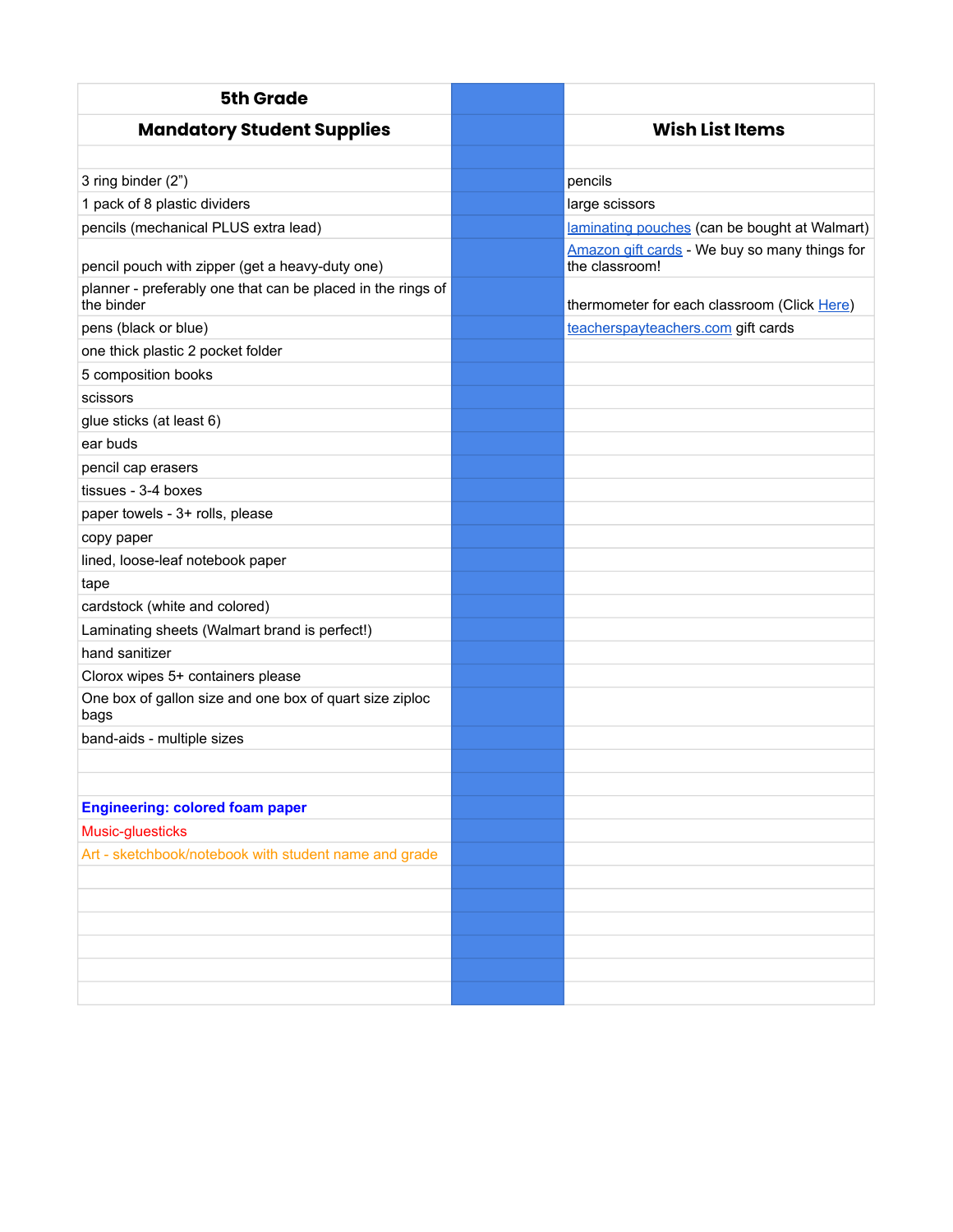| **5th Grade** | | |
|---|---|---|
| **Mandatory Student Supplies** | | **Wish List Items** |
| | | |
| 3 ring binder (2”) | | pencils |
| 1 pack of 8 plastic dividers | | large scissors |
| pencils (mechanical PLUS extra lead) | | laminating pouches (can be bought at Walmart) |
| pencil pouch with zipper (get a heavy-duty one) | | Amazon gift cards - We buy so many things for the classroom! |
| planner - preferably one that can be placed in the rings of the binder | | thermometer for each classroom (Click Here) |
| pens (black or blue) | | teacherspayteachers.com gift cards |
| one thick plastic 2 pocket folder | | |
| 5 composition books | | |
| scissors | | |
| glue sticks (at least 6) | | |
| ear buds | | |
| pencil cap erasers | | |
| tissues - 3-4 boxes | | |
| paper towels - 3+ rolls, please | | |
| copy paper | | |
| lined, loose-leaf notebook paper | | |
| tape | | |
| cardstock (white and colored) | | |
| Laminating sheets (Walmart brand is perfect!) | | |
| hand sanitizer | | |
| Clorox wipes 5+ containers please | | |
| One box of gallon size and one box of quart size ziploc bags | | |
| band-aids - multiple sizes | | |
| | | |
| | | |
| **Engineering: colored foam paper** | | |
| Music-gluesticks | | |
| Art - sketchbook/notebook with student name and grade | | |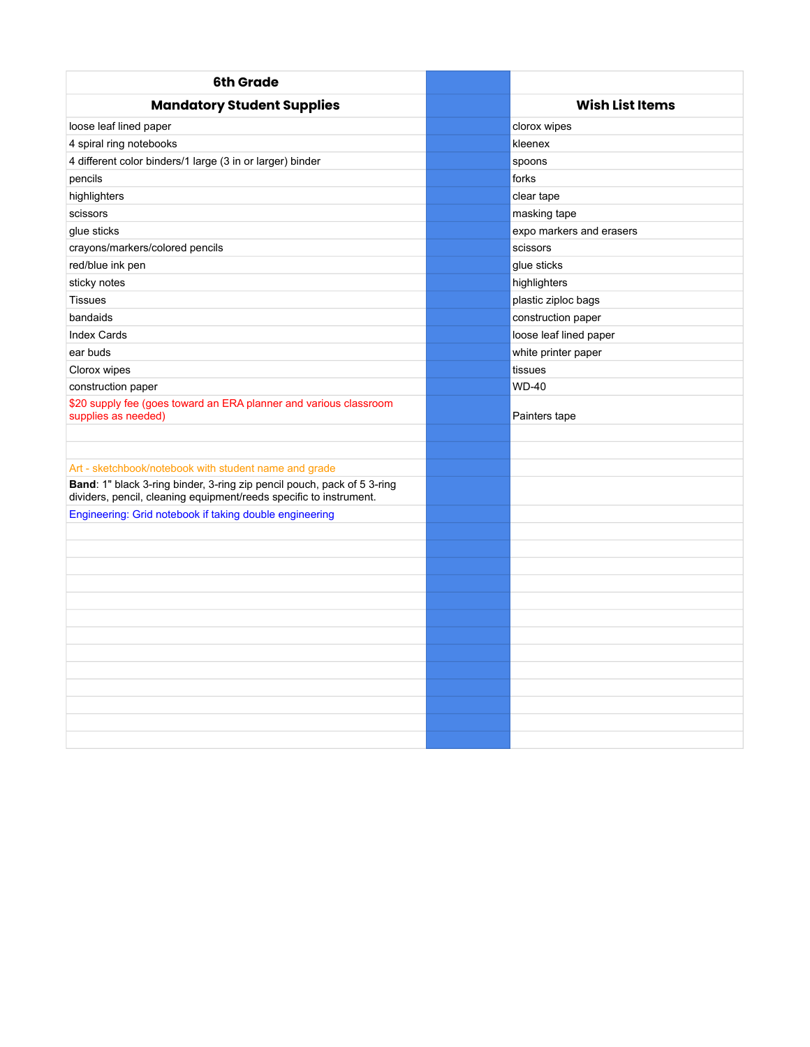| 6th Grade | | |
|---|---|---|
| **Mandatory Student Supplies** | | **Wish List Items** |
| loose leaf lined paper | | clorox wipes |
| 4 spiral ring notebooks | | kleenex |
| 4 different color binders/1 large (3 in or larger) binder | | spoons |
| pencils | | forks |
| highlighters | | clear tape |
| scissors | | masking tape |
| glue sticks | | expo markers and erasers |
| crayons/markers/colored pencils | | scissors |
| red/blue ink pen | | glue sticks |
| sticky notes | | highlighters |
| Tissues | | plastic ziploc bags |
| bandaids | | construction paper |
| Index Cards | | loose leaf lined paper |
| ear buds | | white printer paper |
| Clorox wipes | | tissues |
| construction paper | | WD-40 |
| $20 supply fee (goes toward an ERA planner and various classroom supplies as needed) | | Painters tape |
| | | |
| | | |
| Art - sketchbook/notebook with student name and grade | | |
| **Band**: 1" black 3-ring binder, 3-ring zip pencil pouch, pack of 5 3-ring dividers, pencil, cleaning equipment/reeds specific to instrument. | | |
| Engineering: Grid notebook if taking double engineering | | |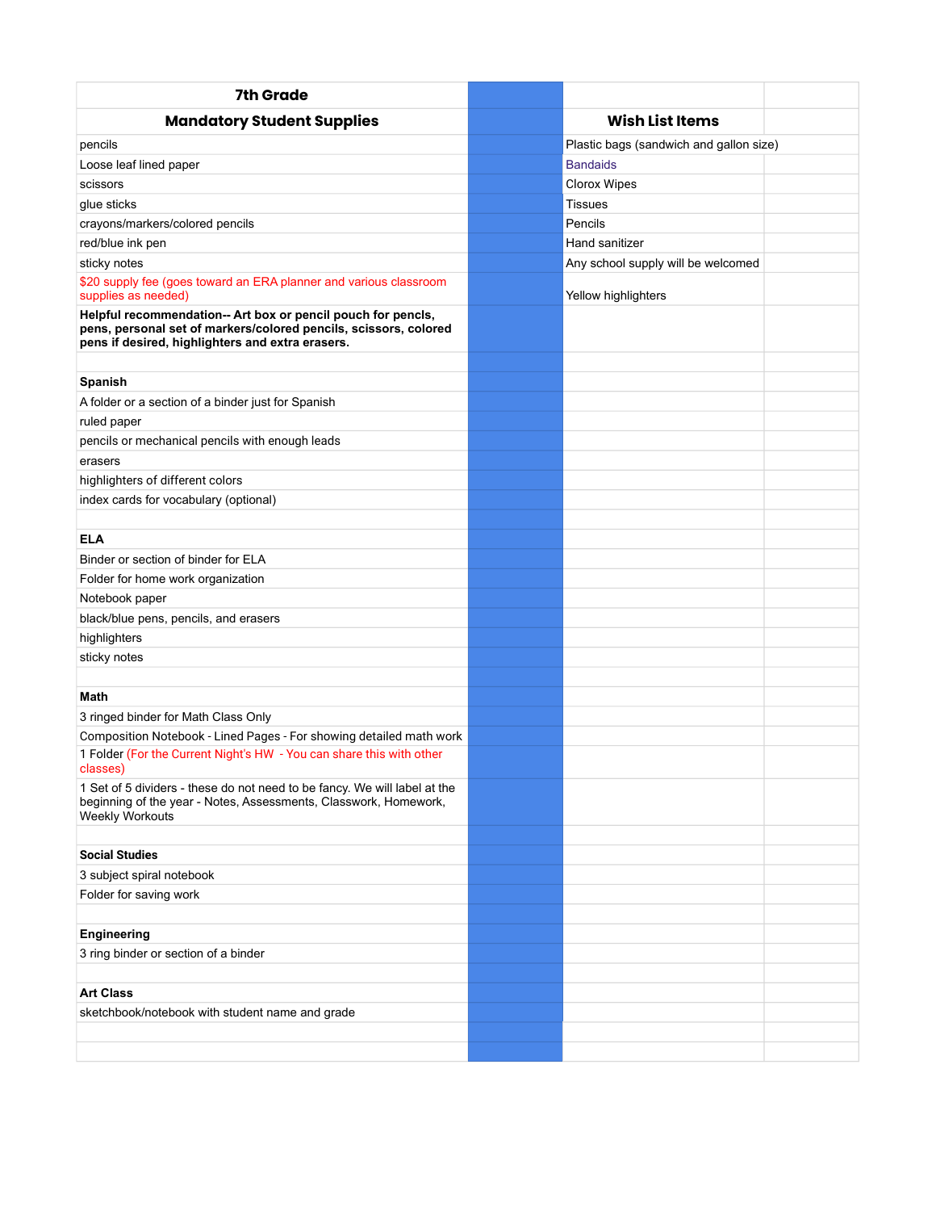| 7th Grade | | | |
|---|---|---|---|
| **Mandatory Student Supplies** | | **Wish List Items** | |
| pencils | | Plastic bags (sandwich and gallon size) | |
| Loose leaf lined paper | | Bandaids | |
| scissors | | Clorox Wipes | |
| glue sticks | | Tissues | |
| crayons/markers/colored pencils | | Pencils | |
| red/blue ink pen | | Hand sanitizer | |
| sticky notes | | Any school supply will be welcomed | |
| $20 supply fee (goes toward an ERA planner and various classroom supplies as needed) | | Yellow highlighters | |
| **Helpful recommendation-- Art box or pencil pouch for pencls, pens, personal set of markers/colored pencils, scissors, colored pens if desired, highlighters and extra erasers.** | | | |
| | | | |
| **Spanish** | | | |
| A folder or a section of a binder just for Spanish | | | |
| ruled paper | | | |
| pencils or mechanical pencils with enough leads | | | |
| erasers | | | |
| highlighters of different colors | | | |
| index cards for vocabulary (optional) | | | |
| | | | |
| **ELA** | | | |
| Binder or section of binder for ELA | | | |
| Folder for home work organization | | | |
| Notebook paper | | | |
| black/blue pens, pencils, and erasers | | | |
| highlighters | | | |
| sticky notes | | | |
| | | | |
| **Math** | | | |
| 3 ringed binder for Math Class Only | | | |
| Composition Notebook - Lined Pages - For showing detailed math work | | | |
| 1 Folder (For the Current Night's HW - You can share this with other classes) | | | |
| 1 Set of 5 dividers - these do not need to be fancy. We will label at the beginning of the year - Notes, Assessments, Classwork, Homework, Weekly Workouts | | | |
| | | | |
| **Social Studies** | | | |
| 3 subject spiral notebook | | | |
| Folder for saving work | | | |
| | | | |
| **Engineering** | | | |
| 3 ring binder or section of a binder | | | |
| | | | |
| **Art Class** | | | |
| sketchbook/notebook with student name and grade | | | |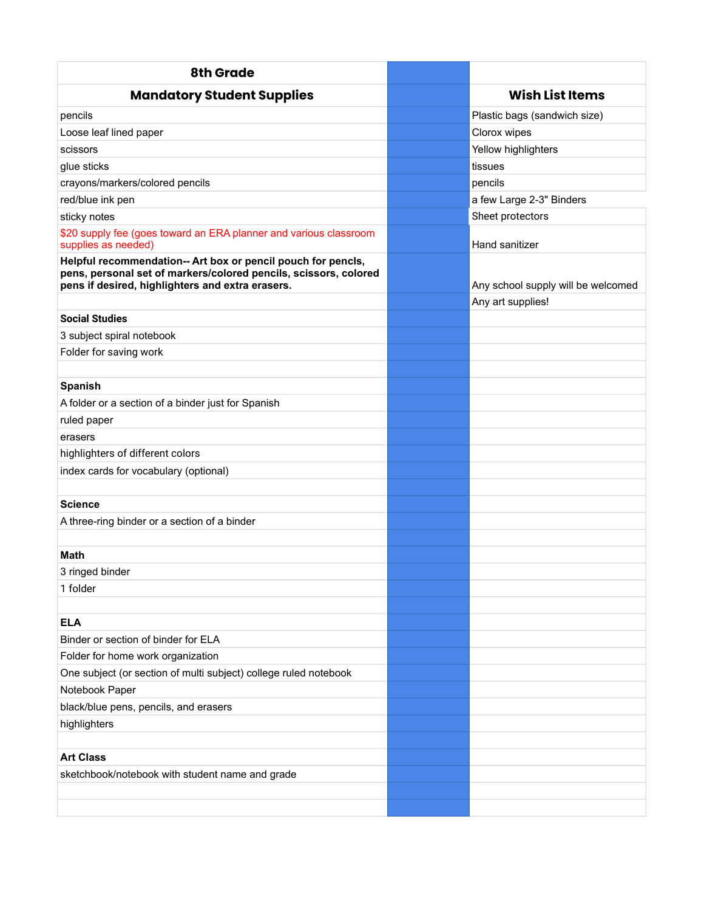| 8th Grade | | |
|---|---|---|
| **Mandatory Student Supplies** | | **Wish List Items** |
| pencils | | Plastic bags (sandwich size) |
| Loose leaf lined paper | | Clorox wipes |
| scissors | | Yellow highlighters |
| glue sticks | | tissues |
| crayons/markers/colored pencils | | pencils |
| red/blue ink pen | | a few Large 2-3" Binders |
| sticky notes | | Sheet protectors |
| $20 supply fee (goes toward an ERA planner and various classroom supplies as needed) | | Hand sanitizer |
| **Helpful recommendation-- Art box or pencil pouch for pencls, pens, personal set of markers/colored pencils, scissors, colored pens if desired, highlighters and extra erasers.** | | Any school supply will be welcomed |
| | | Any art supplies! |
| **Social Studies** | | |
| 3 subject spiral notebook | | |
| Folder for saving work | | |
| | | |
| **Spanish** | | |
| A folder or a section of a binder just for Spanish | | |
| ruled paper | | |
| erasers | | |
| highlighters of different colors | | |
| index cards for vocabulary (optional) | | |
| | | |
| **Science** | | |
| A three-ring binder or a section of a binder | | |
| | | |
| **Math** | | |
| 3 ringed binder | | |
| 1 folder | | |
| | | |
| **ELA** | | |
| Binder or section of binder for ELA | | |
| Folder for home work organization | | |
| One subject (or section of multi subject) college ruled notebook | | |
| Notebook Paper | | |
| black/blue pens, pencils, and erasers | | |
| highlighters | | |
| | | |
| **Art Class** | | |
| sketchbook/notebook with student name and grade | | |